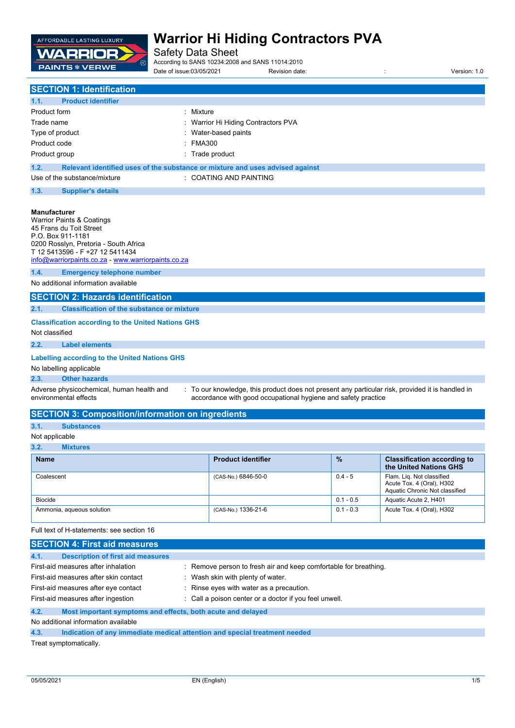# Warrior Hi Hiding Contractors PVA

Safety Data Sheet

According to SANS 10234:2008 and SANS 11014:2010

Date of issue:03/05/2021 Revision date: : Version: 1.0

## SECTION 1: Identification

### 1.1. Product identifier

| | |
|---|---|
| Product form | : Mixture |
| Trade name | : Warrior Hi Hiding Contractors PVA |
| Type of product | : Water-based paints |
| Product code | : FMA300 |
| Product group | : Trade product |

### 1.2. Relevant identified uses of the substance or mixture and uses advised against

Use of the substance/mixture : COATING AND PAINTING

### 1.3. Supplier's details

**Manufacturer**
Warrior Paints & Coatings
45 Frans du Toit Street
P.O. Box 911-1181
0200 Rosslyn, Pretoria - South Africa
T 12 5413596 - F +27 12 5411434
info@warriorpaints.co.za - www.warriorpaints.co.za

### 1.4. Emergency telephone number

No additional information available

## SECTION 2: Hazards identification

### 2.1. Classification of the substance or mixture

**Classification according to the United Nations GHS**

Not classified

### 2.2. Label elements

**Labelling according to the United Nations GHS**

No labelling applicable

### 2.3. Other hazards

Adverse physicochemical, human health and environmental effects : To our knowledge, this product does not present any particular risk, provided it is handled in accordance with good occupational hygiene and safety practice

## SECTION 3: Composition/information on ingredients

### 3.1. Substances

Not applicable

### 3.2. Mixtures

| Name | Product identifier | % | Classification according to the United Nations GHS |
|---|---|---|---|
| Coalescent | (CAS-No.) 6846-50-0 | 0.4 - 5 | Flam. Liq. Not classified<br>Acute Tox. 4 (Oral), H302<br>Aquatic Chronic Not classified |
| Biocide | | 0.1 - 0.5 | Aquatic Acute 2, H401 |
| Ammonia, aqueous solution | (CAS-No.) 1336-21-6 | 0.1 - 0.3 | Acute Tox. 4 (Oral), H302 |

Full text of H-statements: see section 16

## SECTION 4: First aid measures

### 4.1. Description of first aid measures

| | |
|---|---|
| First-aid measures after inhalation | : Remove person to fresh air and keep comfortable for breathing. |
| First-aid measures after skin contact | : Wash skin with plenty of water. |
| First-aid measures after eye contact | : Rinse eyes with water as a precaution. |
| First-aid measures after ingestion | : Call a poison center or a doctor if you feel unwell. |

### 4.2. Most important symptoms and effects, both acute and delayed

No additional information available

### 4.3. Indication of any immediate medical attention and special treatment needed

Treat symptomatically.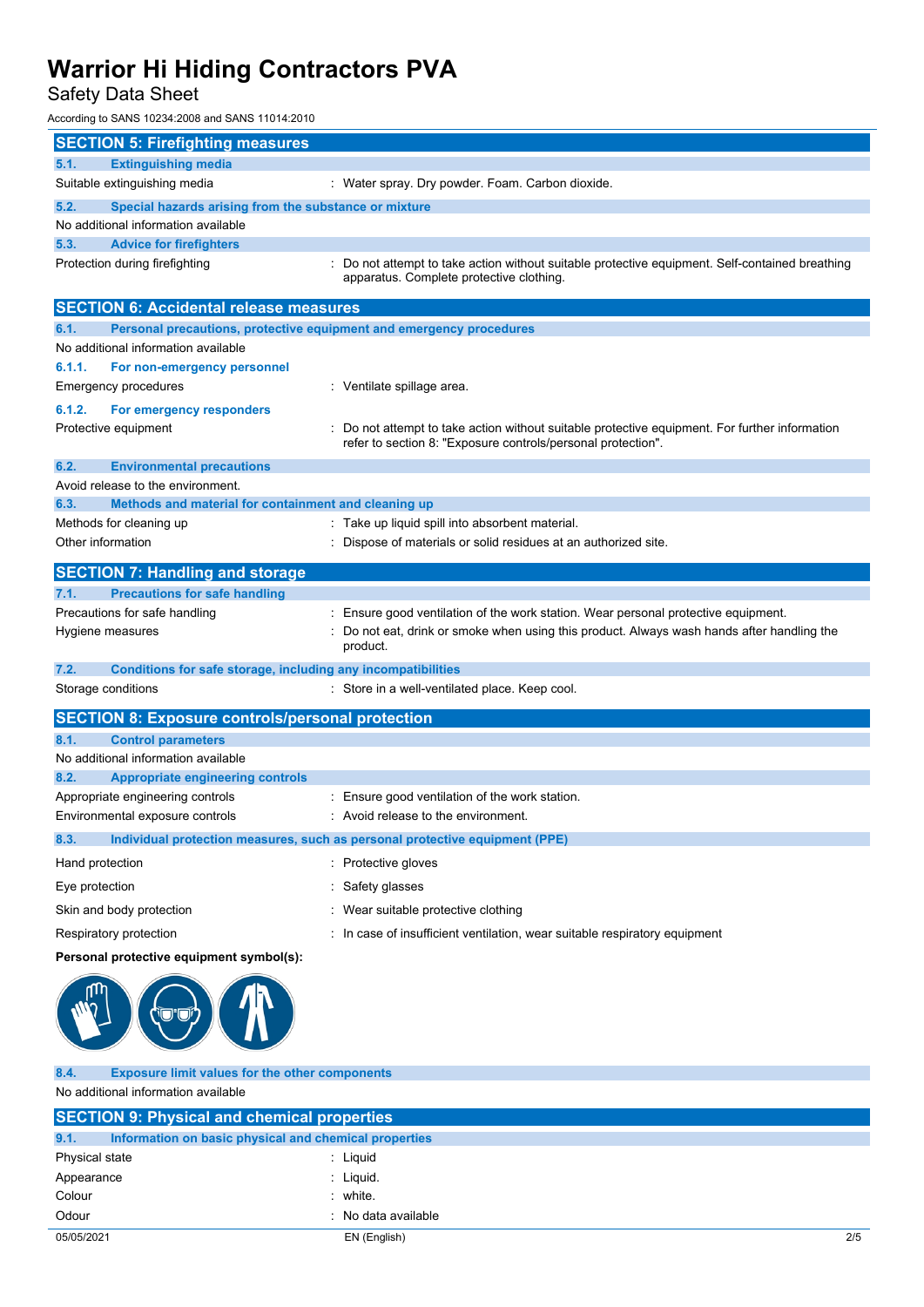## SECTION 5: Firefighting measures

### 5.1. Extinguishing media

| | |
|---|---|
| Suitable extinguishing media | : Water spray. Dry powder. Foam. Carbon dioxide. |

### 5.2. Special hazards arising from the substance or mixture

No additional information available

### 5.3. Advice for firefighters

| | |
|---|---|
| Protection during firefighting | : Do not attempt to take action without suitable protective equipment. Self-contained breathing apparatus. Complete protective clothing. |

## SECTION 6: Accidental release measures

### 6.1. Personal precautions, protective equipment and emergency procedures

No additional information available

#### 6.1.1. For non-emergency personnel

| | |
|---|---|
| Emergency procedures | : Ventilate spillage area. |

#### 6.1.2. For emergency responders

| | |
|---|---|
| Protective equipment | : Do not attempt to take action without suitable protective equipment. For further information refer to section 8: "Exposure controls/personal protection". |

### 6.2. Environmental precautions

Avoid release to the environment.

### 6.3. Methods and material for containment and cleaning up

| | |
|---|---|
| Methods for cleaning up | : Take up liquid spill into absorbent material. |
| Other information | : Dispose of materials or solid residues at an authorized site. |

## SECTION 7: Handling and storage

### 7.1. Precautions for safe handling

| | |
|---|---|
| Precautions for safe handling | : Ensure good ventilation of the work station. Wear personal protective equipment. |
| Hygiene measures | : Do not eat, drink or smoke when using this product. Always wash hands after handling the product. |

### 7.2. Conditions for safe storage, including any incompatibilities

| | |
|---|---|
| Storage conditions | : Store in a well-ventilated place. Keep cool. |

## SECTION 8: Exposure controls/personal protection

### 8.1. Control parameters

No additional information available

### 8.2. Appropriate engineering controls

| | |
|---|---|
| Appropriate engineering controls | : Ensure good ventilation of the work station. |
| Environmental exposure controls | : Avoid release to the environment. |

### 8.3. Individual protection measures, such as personal protective equipment (PPE)

| | |
|---|---|
| Hand protection | : Protective gloves |
| Eye protection | : Safety glasses |
| Skin and body protection | : Wear suitable protective clothing |
| Respiratory protection | : In case of insufficient ventilation, wear suitable respiratory equipment |

**Personal protective equipment symbol(s):**

### 8.4. Exposure limit values for the other components

No additional information available

## SECTION 9: Physical and chemical properties

### 9.1. Information on basic physical and chemical properties

| | |
|---|---|
| Physical state | : Liquid |
| Appearance | : Liquid. |
| Colour | : white. |
| Odour | : No data available |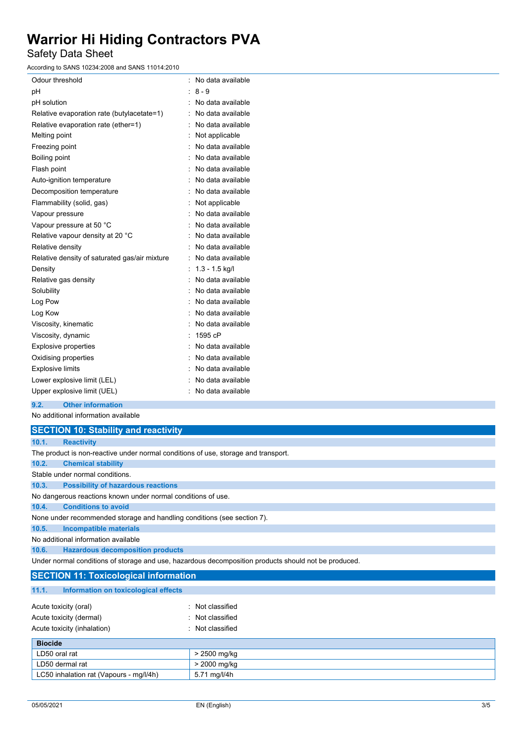| | |
|---|---|
| Odour threshold | : No data available |
| pH | : 8 - 9 |
| pH solution | : No data available |
| Relative evaporation rate (butylacetate=1) | : No data available |
| Relative evaporation rate (ether=1) | : No data available |
| Melting point | : Not applicable |
| Freezing point | : No data available |
| Boiling point | : No data available |
| Flash point | : No data available |
| Auto-ignition temperature | : No data available |
| Decomposition temperature | : No data available |
| Flammability (solid, gas) | : Not applicable |
| Vapour pressure | : No data available |
| Vapour pressure at 50 °C | : No data available |
| Relative vapour density at 20 °C | : No data available |
| Relative density | : No data available |
| Relative density of saturated gas/air mixture | : No data available |
| Density | : 1.3 - 1.5 kg/l |
| Relative gas density | : No data available |
| Solubility | : No data available |
| Log Pow | : No data available |
| Log Kow | : No data available |
| Viscosity, kinematic | : No data available |
| Viscosity, dynamic | : 1595 cP |
| Explosive properties | : No data available |
| Oxidising properties | : No data available |
| Explosive limits | : No data available |
| Lower explosive limit (LEL) | : No data available |
| Upper explosive limit (UEL) | : No data available |

### 9.2. Other information

No additional information available

## SECTION 10: Stability and reactivity

### 10.1. Reactivity

The product is non-reactive under normal conditions of use, storage and transport.

### 10.2. Chemical stability

Stable under normal conditions.

### 10.3. Possibility of hazardous reactions

No dangerous reactions known under normal conditions of use.

### 10.4. Conditions to avoid

None under recommended storage and handling conditions (see section 7).

### 10.5. Incompatible materials

No additional information available

### 10.6. Hazardous decomposition products

Under normal conditions of storage and use, hazardous decomposition products should not be produced.

## SECTION 11: Toxicological information

### 11.1. Information on toxicological effects

| | |
|---|---|
| Acute toxicity (oral) | : Not classified |
| Acute toxicity (dermal) | : Not classified |
| Acute toxicity (inhalation) | : Not classified |

| Biocide | |
|---|---|
| LD50 oral rat | > 2500 mg/kg |
| LD50 dermal rat | > 2000 mg/kg |
| LC50 inhalation rat (Vapours - mg/l/4h) | 5.71 mg/l/4h |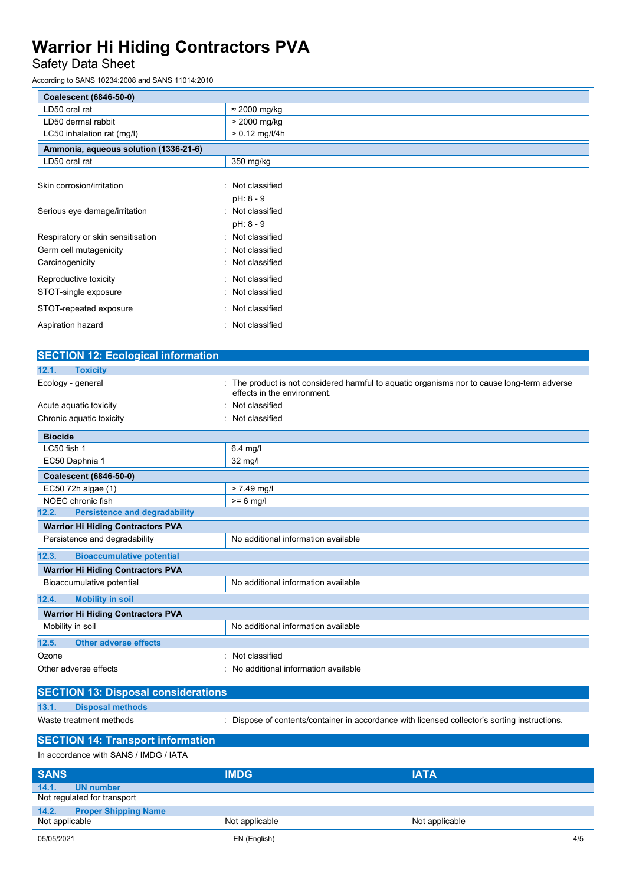| Coalescent (6846-50-0) | |
|---|---|
| LD50 oral rat | ≈ 2000 mg/kg |
| LD50 dermal rabbit | > 2000 mg/kg |
| LC50 inhalation rat (mg/l) | > 0.12 mg/l/4h |

| Ammonia, aqueous solution (1336-21-6) | |
|---|---|
| LD50 oral rat | 350 mg/kg |

Skin corrosion/irritation : Not classified
pH: 8 - 9

Serious eye damage/irritation : Not classified
pH: 8 - 9

Respiratory or skin sensitisation : Not classified

Germ cell mutagenicity : Not classified

Carcinogenicity : Not classified

Reproductive toxicity : Not classified

STOT-single exposure : Not classified

STOT-repeated exposure : Not classified

Aspiration hazard : Not classified

## SECTION 12: Ecological information

### 12.1. Toxicity

Ecology - general : The product is not considered harmful to aquatic organisms nor to cause long-term adverse effects in the environment.

Acute aquatic toxicity : Not classified

Chronic aquatic toxicity : Not classified

| Biocide | |
|---|---|
| LC50 fish 1 | 6.4 mg/l |
| EC50 Daphnia 1 | 32 mg/l |

| Coalescent (6846-50-0) | |
|---|---|
| EC50 72h algae (1) | > 7.49 mg/l |
| NOEC chronic fish | >= 6 mg/l |

### 12.2. Persistence and degradability

| Warrior Hi Hiding Contractors PVA | |
|---|---|
| Persistence and degradability | No additional information available |

### 12.3. Bioaccumulative potential

| Warrior Hi Hiding Contractors PVA | |
|---|---|
| Bioaccumulative potential | No additional information available |

### 12.4. Mobility in soil

| Warrior Hi Hiding Contractors PVA | |
|---|---|
| Mobility in soil | No additional information available |

### 12.5. Other adverse effects

Ozone : Not classified

Other adverse effects : No additional information available

## SECTION 13: Disposal considerations

### 13.1. Disposal methods

Waste treatment methods : Dispose of contents/container in accordance with licensed collector's sorting instructions.

## SECTION 14: Transport information

In accordance with SANS / IMDG / IATA

| SANS | IMDG | IATA |
|---|---|---|
| **14.1. UN number** | | |
| Not regulated for transport | | |
| **14.2. Proper Shipping Name** | | |
| Not applicable | Not applicable | Not applicable |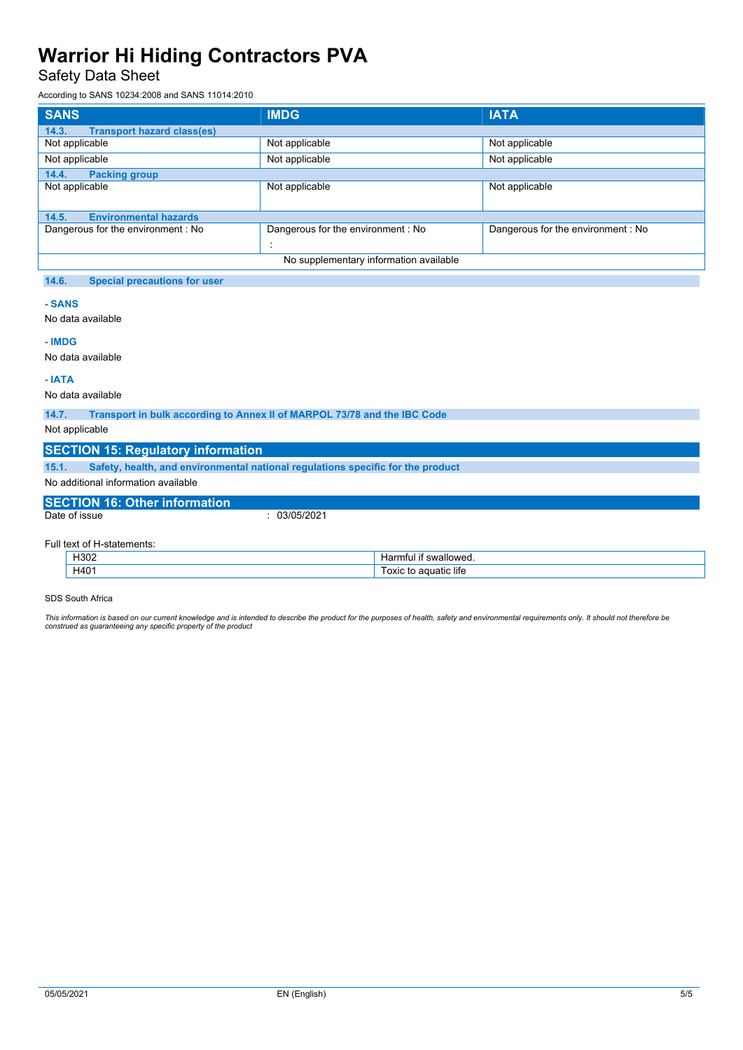| SANS | IMDG | IATA |
|---|---|---|
| **14.3. Transport hazard class(es)** | | |
| Not applicable | Not applicable | Not applicable |
| Not applicable | Not applicable | Not applicable |
| **14.4. Packing group** | | |
| Not applicable | Not applicable | Not applicable |
| **14.5. Environmental hazards** | | |
| Dangerous for the environment : No | Dangerous for the environment : No<br>: | Dangerous for the environment : No |
| No supplementary information available | | |

#### 14.6. Special precautions for user

**- SANS**

No data available

**- IMDG**

No data available

**- IATA**

No data available

#### 14.7. Transport in bulk according to Annex II of MARPOL 73/78 and the IBC Code

Not applicable

## SECTION 15: Regulatory information

#### 15.1. Safety, health, and environmental national regulations specific for the product

No additional information available

## SECTION 16: Other information

Date of issue : 03/05/2021

Full text of H-statements:

| | |
|---|---|
| H302 | Harmful if swallowed. |
| H401 | Toxic to aquatic life |

SDS South Africa

*This information is based on our current knowledge and is intended to describe the product for the purposes of health, safety and environmental requirements only. It should not therefore be construed as guaranteeing any specific property of the product*